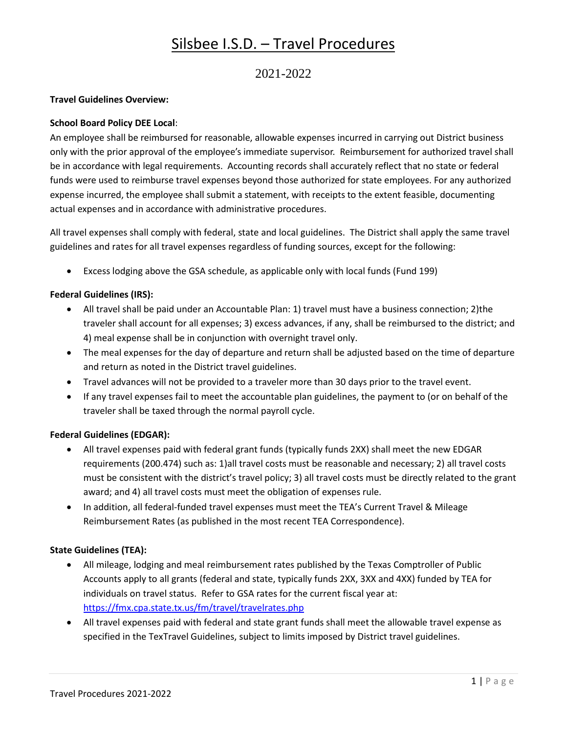# Silsbee I.S.D. – Travel Procedures

## 2021-2022

**Travel Guidelines Overview:**

**School Board Policy DEE Local**:
An employee shall be reimbursed for reasonable, allowable expenses incurred in carrying out District business only with the prior approval of the employee's immediate supervisor. Reimbursement for authorized travel shall be in accordance with legal requirements. Accounting records shall accurately reflect that no state or federal funds were used to reimburse travel expenses beyond those authorized for state employees. For any authorized expense incurred, the employee shall submit a statement, with receipts to the extent feasible, documenting actual expenses and in accordance with administrative procedures.

All travel expenses shall comply with federal, state and local guidelines. The District shall apply the same travel guidelines and rates for all travel expenses regardless of funding sources, except for the following:

- Excess lodging above the GSA schedule, as applicable only with local funds (Fund 199)

**Federal Guidelines (IRS):**

- All travel shall be paid under an Accountable Plan: 1) travel must have a business connection; 2)the traveler shall account for all expenses; 3) excess advances, if any, shall be reimbursed to the district; and 4) meal expense shall be in conjunction with overnight travel only.
- The meal expenses for the day of departure and return shall be adjusted based on the time of departure and return as noted in the District travel guidelines.
- Travel advances will not be provided to a traveler more than 30 days prior to the travel event.
- If any travel expenses fail to meet the accountable plan guidelines, the payment to (or on behalf of the traveler shall be taxed through the normal payroll cycle.

**Federal Guidelines (EDGAR):**

- All travel expenses paid with federal grant funds (typically funds 2XX) shall meet the new EDGAR requirements (200.474) such as: 1)all travel costs must be reasonable and necessary; 2) all travel costs must be consistent with the district's travel policy; 3) all travel costs must be directly related to the grant award; and 4) all travel costs must meet the obligation of expenses rule.
- In addition, all federal-funded travel expenses must meet the TEA's Current Travel & Mileage Reimbursement Rates (as published in the most recent TEA Correspondence).

**State Guidelines (TEA):**

- All mileage, lodging and meal reimbursement rates published by the Texas Comptroller of Public Accounts apply to all grants (federal and state, typically funds 2XX, 3XX and 4XX) funded by TEA for individuals on travel status. Refer to GSA rates for the current fiscal year at: https://fmx.cpa.state.tx.us/fm/travel/travelrates.php
- All travel expenses paid with federal and state grant funds shall meet the allowable travel expense as specified in the TexTravel Guidelines, subject to limits imposed by District travel guidelines.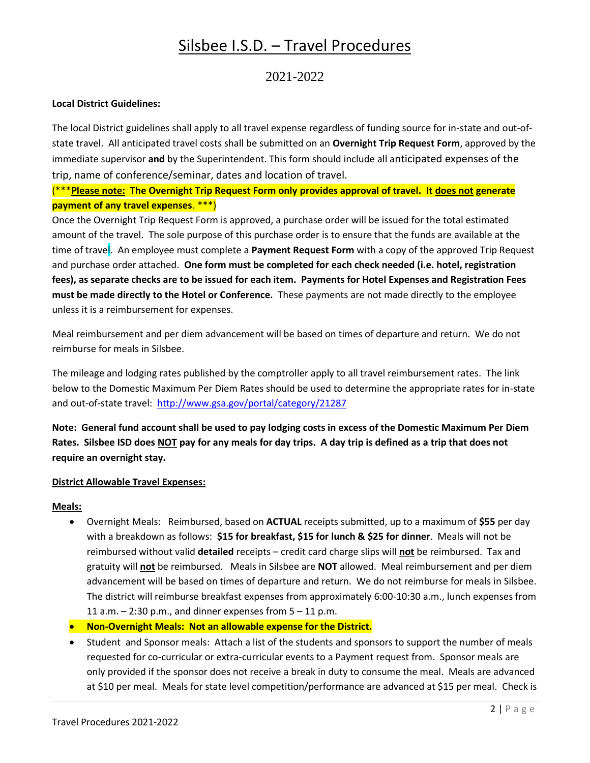# Silsbee I.S.D. – Travel Procedures

## 2021-2022

**Local District Guidelines:**

The local District guidelines shall apply to all travel expense regardless of funding source for in-state and out-of-state travel. All anticipated travel costs shall be submitted on an **Overnight Trip Request Form**, approved by the immediate supervisor **and** by the Superintendent. This form should include all anticipated expenses of the trip, name of conference/seminar, dates and location of travel.

(***<u>**Please note:**</u> **The Overnight Trip Request Form only provides approval of travel. It <u>does not</u> generate payment of any travel expenses**. ***)

Once the Overnight Trip Request Form is approved, a purchase order will be issued for the total estimated amount of the travel. The sole purpose of this purchase order is to ensure that the funds are available at the time of travel. An employee must complete a **Payment Request Form** with a copy of the approved Trip Request and purchase order attached. **One form must be completed for each check needed (i.e. hotel, registration fees), as separate checks are to be issued for each item. Payments for Hotel Expenses and Registration Fees must be made directly to the Hotel or Conference.** These payments are not made directly to the employee unless it is a reimbursement for expenses.

Meal reimbursement and per diem advancement will be based on times of departure and return. We do not reimburse for meals in Silsbee.

The mileage and lodging rates published by the comptroller apply to all travel reimbursement rates. The link below to the Domestic Maximum Per Diem Rates should be used to determine the appropriate rates for in-state and out-of-state travel: http://www.gsa.gov/portal/category/21287

**Note: General fund account shall be used to pay lodging costs in excess of the Domestic Maximum Per Diem Rates. Silsbee ISD does <u>NOT</u> pay for any meals for day trips. A day trip is defined as a trip that does not require an overnight stay.**

<u>**District Allowable Travel Expenses:**</u>

<u>**Meals:**</u>

- Overnight Meals: Reimbursed, based on **ACTUAL** receipts submitted, up to a maximum of **$55** per day with a breakdown as follows: **$15 for breakfast, $15 for lunch & $25 for dinner**. Meals will not be reimbursed without valid **detailed** receipts – credit card charge slips will <u>**not**</u> be reimbursed. Tax and gratuity will <u>**not**</u> be reimbursed. Meals in Silsbee are **NOT** allowed. Meal reimbursement and per diem advancement will be based on times of departure and return. We do not reimburse for meals in Silsbee. The district will reimburse breakfast expenses from approximately 6:00-10:30 a.m., lunch expenses from 11 a.m. – 2:30 p.m., and dinner expenses from 5 – 11 p.m.
- **Non-Overnight Meals: Not an allowable expense for the District.**
- Student and Sponsor meals: Attach a list of the students and sponsors to support the number of meals requested for co-curricular or extra-curricular events to a Payment request from. Sponsor meals are only provided if the sponsor does not receive a break in duty to consume the meal. Meals are advanced at $10 per meal. Meals for state level competition/performance are advanced at $15 per meal. Check is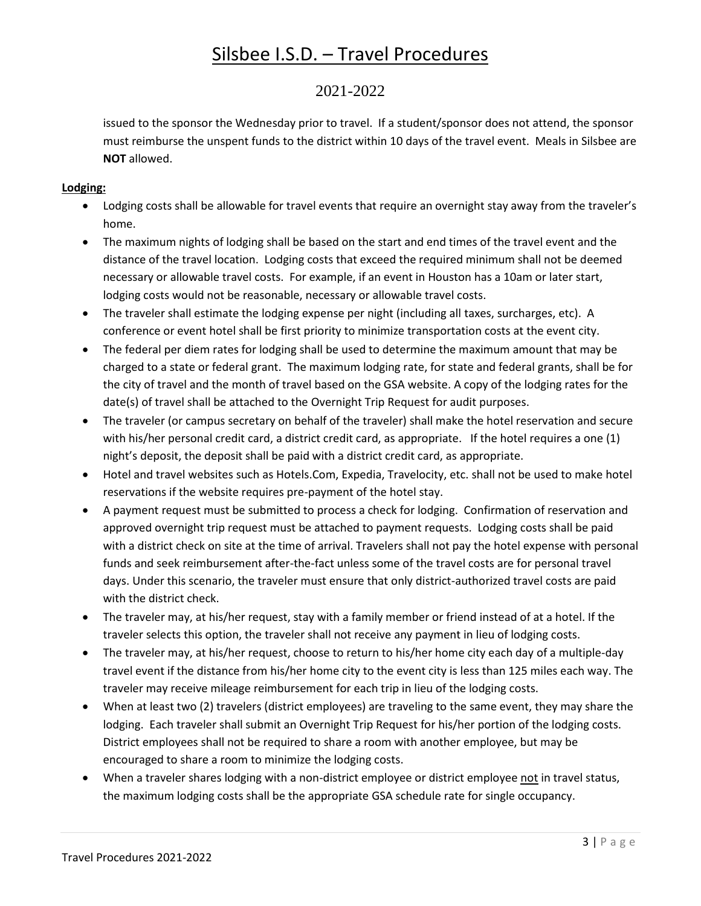issued to the sponsor the Wednesday prior to travel. If a student/sponsor does not attend, the sponsor must reimburse the unspent funds to the district within 10 days of the travel event. Meals in Silsbee are **NOT** allowed.

**Lodging:**

- Lodging costs shall be allowable for travel events that require an overnight stay away from the traveler's home.
- The maximum nights of lodging shall be based on the start and end times of the travel event and the distance of the travel location. Lodging costs that exceed the required minimum shall not be deemed necessary or allowable travel costs. For example, if an event in Houston has a 10am or later start, lodging costs would not be reasonable, necessary or allowable travel costs.
- The traveler shall estimate the lodging expense per night (including all taxes, surcharges, etc). A conference or event hotel shall be first priority to minimize transportation costs at the event city.
- The federal per diem rates for lodging shall be used to determine the maximum amount that may be charged to a state or federal grant. The maximum lodging rate, for state and federal grants, shall be for the city of travel and the month of travel based on the GSA website. A copy of the lodging rates for the date(s) of travel shall be attached to the Overnight Trip Request for audit purposes.
- The traveler (or campus secretary on behalf of the traveler) shall make the hotel reservation and secure with his/her personal credit card, a district credit card, as appropriate. If the hotel requires a one (1) night's deposit, the deposit shall be paid with a district credit card, as appropriate.
- Hotel and travel websites such as Hotels.Com, Expedia, Travelocity, etc. shall not be used to make hotel reservations if the website requires pre-payment of the hotel stay.
- A payment request must be submitted to process a check for lodging. Confirmation of reservation and approved overnight trip request must be attached to payment requests. Lodging costs shall be paid with a district check on site at the time of arrival. Travelers shall not pay the hotel expense with personal funds and seek reimbursement after-the-fact unless some of the travel costs are for personal travel days. Under this scenario, the traveler must ensure that only district-authorized travel costs are paid with the district check.
- The traveler may, at his/her request, stay with a family member or friend instead of at a hotel. If the traveler selects this option, the traveler shall not receive any payment in lieu of lodging costs.
- The traveler may, at his/her request, choose to return to his/her home city each day of a multiple-day travel event if the distance from his/her home city to the event city is less than 125 miles each way. The traveler may receive mileage reimbursement for each trip in lieu of the lodging costs.
- When at least two (2) travelers (district employees) are traveling to the same event, they may share the lodging. Each traveler shall submit an Overnight Trip Request for his/her portion of the lodging costs. District employees shall not be required to share a room with another employee, but may be encouraged to share a room to minimize the lodging costs.
- When a traveler shares lodging with a non-district employee or district employee <u>not</u> in travel status, the maximum lodging costs shall be the appropriate GSA schedule rate for single occupancy.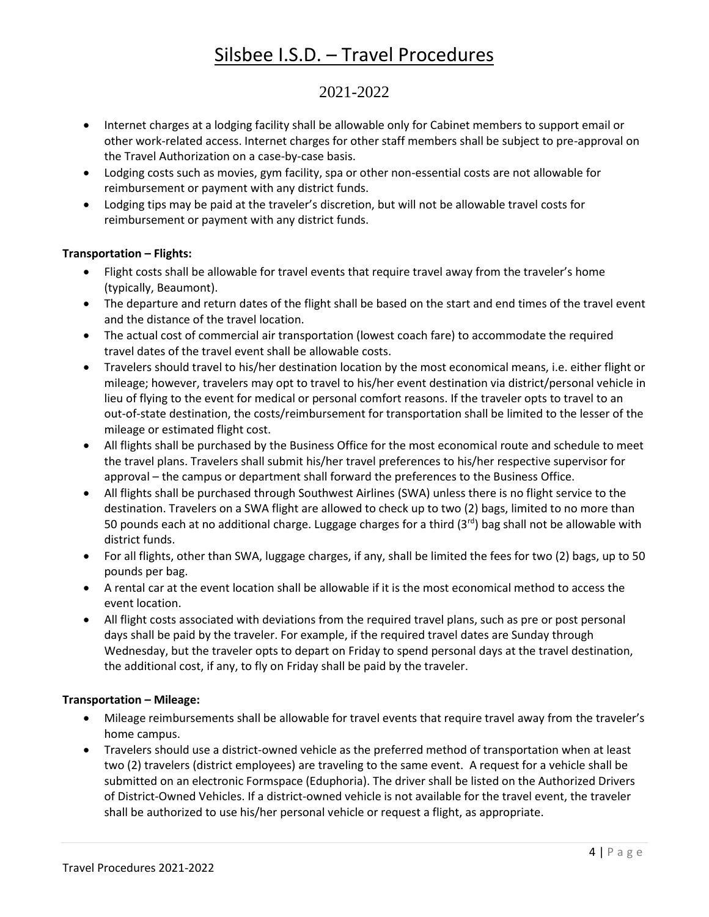# Silsbee I.S.D. – Travel Procedures

## 2021-2022

- Internet charges at a lodging facility shall be allowable only for Cabinet members to support email or other work-related access. Internet charges for other staff members shall be subject to pre-approval on the Travel Authorization on a case-by-case basis.
- Lodging costs such as movies, gym facility, spa or other non-essential costs are not allowable for reimbursement or payment with any district funds.
- Lodging tips may be paid at the traveler's discretion, but will not be allowable travel costs for reimbursement or payment with any district funds.

**Transportation – Flights:**

- Flight costs shall be allowable for travel events that require travel away from the traveler's home (typically, Beaumont).
- The departure and return dates of the flight shall be based on the start and end times of the travel event and the distance of the travel location.
- The actual cost of commercial air transportation (lowest coach fare) to accommodate the required travel dates of the travel event shall be allowable costs.
- Travelers should travel to his/her destination location by the most economical means, i.e. either flight or mileage; however, travelers may opt to travel to his/her event destination via district/personal vehicle in lieu of flying to the event for medical or personal comfort reasons. If the traveler opts to travel to an out-of-state destination, the costs/reimbursement for transportation shall be limited to the lesser of the mileage or estimated flight cost.
- All flights shall be purchased by the Business Office for the most economical route and schedule to meet the travel plans. Travelers shall submit his/her travel preferences to his/her respective supervisor for approval – the campus or department shall forward the preferences to the Business Office.
- All flights shall be purchased through Southwest Airlines (SWA) unless there is no flight service to the destination. Travelers on a SWA flight are allowed to check up to two (2) bags, limited to no more than 50 pounds each at no additional charge. Luggage charges for a third (3rd) bag shall not be allowable with district funds.
- For all flights, other than SWA, luggage charges, if any, shall be limited the fees for two (2) bags, up to 50 pounds per bag.
- A rental car at the event location shall be allowable if it is the most economical method to access the event location.
- All flight costs associated with deviations from the required travel plans, such as pre or post personal days shall be paid by the traveler. For example, if the required travel dates are Sunday through Wednesday, but the traveler opts to depart on Friday to spend personal days at the travel destination, the additional cost, if any, to fly on Friday shall be paid by the traveler.

**Transportation – Mileage:**

- Mileage reimbursements shall be allowable for travel events that require travel away from the traveler's home campus.
- Travelers should use a district-owned vehicle as the preferred method of transportation when at least two (2) travelers (district employees) are traveling to the same event. A request for a vehicle shall be submitted on an electronic Formspace (Eduphoria). The driver shall be listed on the Authorized Drivers of District-Owned Vehicles. If a district-owned vehicle is not available for the travel event, the traveler shall be authorized to use his/her personal vehicle or request a flight, as appropriate.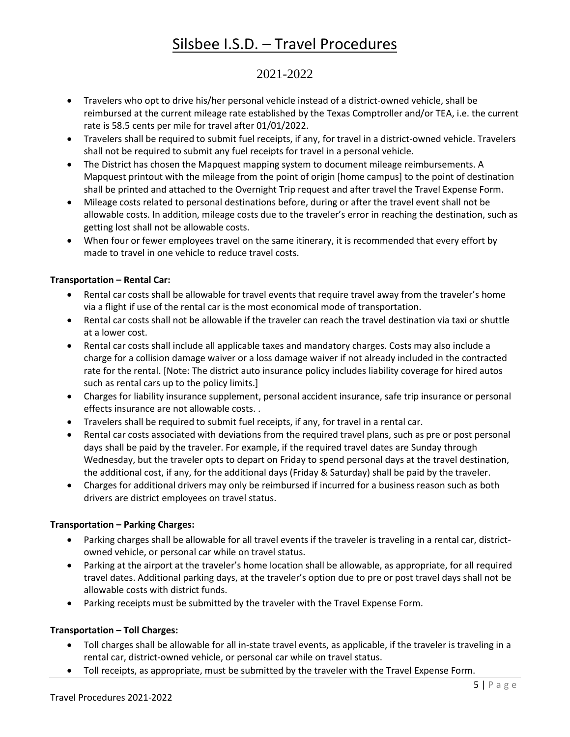# Silsbee I.S.D. – Travel Procedures

2021-2022

- Travelers who opt to drive his/her personal vehicle instead of a district-owned vehicle, shall be reimbursed at the current mileage rate established by the Texas Comptroller and/or TEA, i.e. the current rate is 58.5 cents per mile for travel after 01/01/2022.
- Travelers shall be required to submit fuel receipts, if any, for travel in a district-owned vehicle. Travelers shall not be required to submit any fuel receipts for travel in a personal vehicle.
- The District has chosen the Mapquest mapping system to document mileage reimbursements. A Mapquest printout with the mileage from the point of origin [home campus] to the point of destination shall be printed and attached to the Overnight Trip request and after travel the Travel Expense Form.
- Mileage costs related to personal destinations before, during or after the travel event shall not be allowable costs. In addition, mileage costs due to the traveler's error in reaching the destination, such as getting lost shall not be allowable costs.
- When four or fewer employees travel on the same itinerary, it is recommended that every effort by made to travel in one vehicle to reduce travel costs.

**Transportation – Rental Car:**

- Rental car costs shall be allowable for travel events that require travel away from the traveler's home via a flight if use of the rental car is the most economical mode of transportation.
- Rental car costs shall not be allowable if the traveler can reach the travel destination via taxi or shuttle at a lower cost.
- Rental car costs shall include all applicable taxes and mandatory charges. Costs may also include a charge for a collision damage waiver or a loss damage waiver if not already included in the contracted rate for the rental. [Note: The district auto insurance policy includes liability coverage for hired autos such as rental cars up to the policy limits.]
- Charges for liability insurance supplement, personal accident insurance, safe trip insurance or personal effects insurance are not allowable costs. .
- Travelers shall be required to submit fuel receipts, if any, for travel in a rental car.
- Rental car costs associated with deviations from the required travel plans, such as pre or post personal days shall be paid by the traveler. For example, if the required travel dates are Sunday through Wednesday, but the traveler opts to depart on Friday to spend personal days at the travel destination, the additional cost, if any, for the additional days (Friday & Saturday) shall be paid by the traveler.
- Charges for additional drivers may only be reimbursed if incurred for a business reason such as both drivers are district employees on travel status.

**Transportation – Parking Charges:**

- Parking charges shall be allowable for all travel events if the traveler is traveling in a rental car, district-owned vehicle, or personal car while on travel status.
- Parking at the airport at the traveler's home location shall be allowable, as appropriate, for all required travel dates. Additional parking days, at the traveler's option due to pre or post travel days shall not be allowable costs with district funds.
- Parking receipts must be submitted by the traveler with the Travel Expense Form.

**Transportation – Toll Charges:**

- Toll charges shall be allowable for all in-state travel events, as applicable, if the traveler is traveling in a rental car, district-owned vehicle, or personal car while on travel status.
- Toll receipts, as appropriate, must be submitted by the traveler with the Travel Expense Form.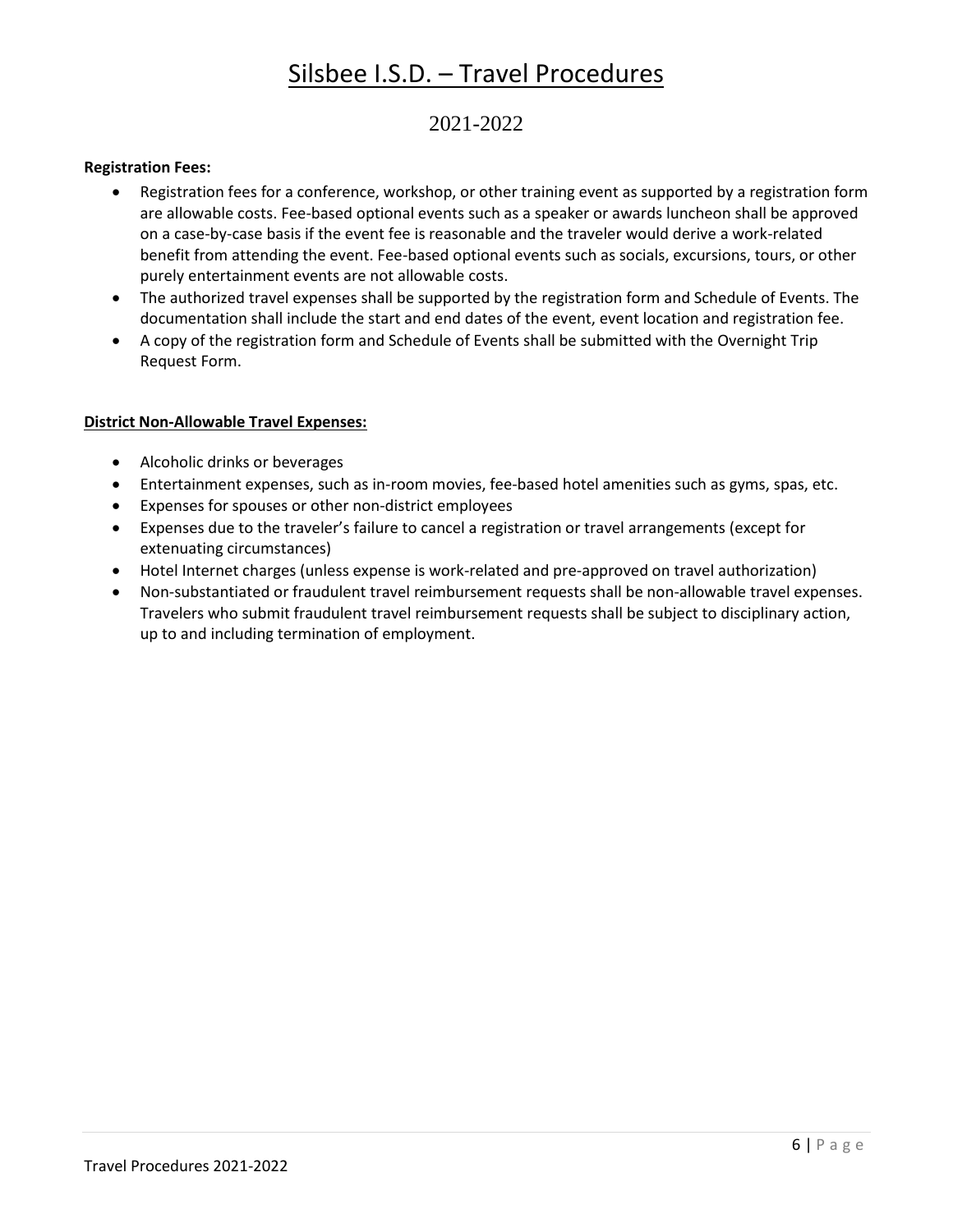# Silsbee I.S.D. – Travel Procedures

## 2021-2022

**Registration Fees:**

- Registration fees for a conference, workshop, or other training event as supported by a registration form are allowable costs. Fee-based optional events such as a speaker or awards luncheon shall be approved on a case-by-case basis if the event fee is reasonable and the traveler would derive a work-related benefit from attending the event. Fee-based optional events such as socials, excursions, tours, or other purely entertainment events are not allowable costs.
- The authorized travel expenses shall be supported by the registration form and Schedule of Events. The documentation shall include the start and end dates of the event, event location and registration fee.
- A copy of the registration form and Schedule of Events shall be submitted with the Overnight Trip Request Form.

**District Non-Allowable Travel Expenses:**

- Alcoholic drinks or beverages
- Entertainment expenses, such as in-room movies, fee-based hotel amenities such as gyms, spas, etc.
- Expenses for spouses or other non-district employees
- Expenses due to the traveler's failure to cancel a registration or travel arrangements (except for extenuating circumstances)
- Hotel Internet charges (unless expense is work-related and pre-approved on travel authorization)
- Non-substantiated or fraudulent travel reimbursement requests shall be non-allowable travel expenses. Travelers who submit fraudulent travel reimbursement requests shall be subject to disciplinary action, up to and including termination of employment.